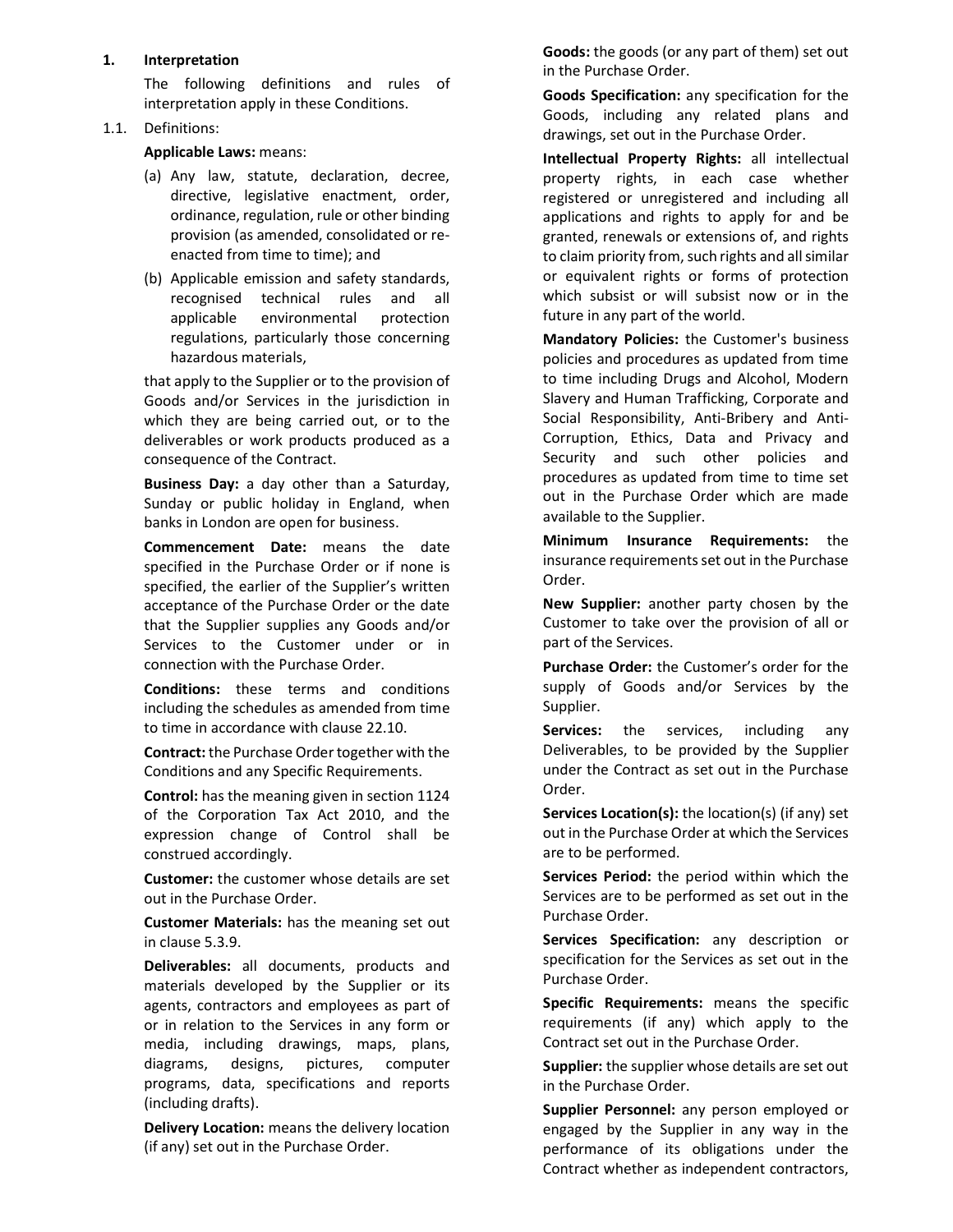## 1. Interpretation

The following definitions and rules of interpretation apply in these Conditions.

1.1. Definitions:

**Applicable Laws:** means:

(a) Any law, statute, declaration, decree, directive, legislative enactment, order, ordinance, regulation, rule or other binding provision (as amended, consolidated or re-enacted from time to time); and

(b) Applicable emission and safety standards, recognised technical rules and all applicable environmental protection regulations, particularly those concerning hazardous materials,

that apply to the Supplier or to the provision of Goods and/or Services in the jurisdiction in which they are being carried out, or to the deliverables or work products produced as a consequence of the Contract.

**Business Day:** a day other than a Saturday, Sunday or public holiday in England, when banks in London are open for business.

**Commencement Date:** means the date specified in the Purchase Order or if none is specified, the earlier of the Supplier's written acceptance of the Purchase Order or the date that the Supplier supplies any Goods and/or Services to the Customer under or in connection with the Purchase Order.

**Conditions:** these terms and conditions including the schedules as amended from time to time in accordance with clause 22.10.

**Contract:** the Purchase Order together with the Conditions and any Specific Requirements.

**Control:** has the meaning given in section 1124 of the Corporation Tax Act 2010, and the expression change of Control shall be construed accordingly.

**Customer:** the customer whose details are set out in the Purchase Order.

**Customer Materials:** has the meaning set out in clause 5.3.9.

**Deliverables:** all documents, products and materials developed by the Supplier or its agents, contractors and employees as part of or in relation to the Services in any form or media, including drawings, maps, plans, diagrams, designs, pictures, computer programs, data, specifications and reports (including drafts).

**Delivery Location:** means the delivery location (if any) set out in the Purchase Order.

**Goods:** the goods (or any part of them) set out in the Purchase Order.

**Goods Specification:** any specification for the Goods, including any related plans and drawings, set out in the Purchase Order.

**Intellectual Property Rights:** all intellectual property rights, in each case whether registered or unregistered and including all applications and rights to apply for and be granted, renewals or extensions of, and rights to claim priority from, such rights and all similar or equivalent rights or forms of protection which subsist or will subsist now or in the future in any part of the world.

**Mandatory Policies:** the Customer's business policies and procedures as updated from time to time including Drugs and Alcohol, Modern Slavery and Human Trafficking, Corporate and Social Responsibility, Anti-Bribery and Anti-Corruption, Ethics, Data and Privacy and Security and such other policies and procedures as updated from time to time set out in the Purchase Order which are made available to the Supplier.

**Minimum Insurance Requirements:** the insurance requirements set out in the Purchase Order.

**New Supplier:** another party chosen by the Customer to take over the provision of all or part of the Services.

**Purchase Order:** the Customer's order for the supply of Goods and/or Services by the Supplier.

**Services:** the services, including any Deliverables, to be provided by the Supplier under the Contract as set out in the Purchase Order.

**Services Location(s):** the location(s) (if any) set out in the Purchase Order at which the Services are to be performed.

**Services Period:** the period within which the Services are to be performed as set out in the Purchase Order.

**Services Specification:** any description or specification for the Services as set out in the Purchase Order.

**Specific Requirements:** means the specific requirements (if any) which apply to the Contract set out in the Purchase Order.

**Supplier:** the supplier whose details are set out in the Purchase Order.

**Supplier Personnel:** any person employed or engaged by the Supplier in any way in the performance of its obligations under the Contract whether as independent contractors,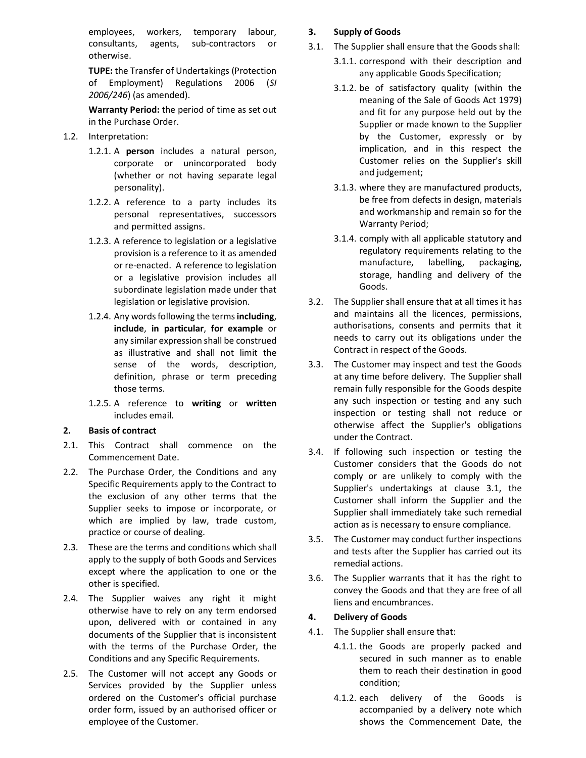employees, workers, temporary labour, consultants, agents, sub-contractors or otherwise.

**TUPE:** the Transfer of Undertakings (Protection of Employment) Regulations 2006 (*SI 2006/246*) (as amended).

**Warranty Period:** the period of time as set out in the Purchase Order.

1.2. Interpretation:

1.2.1. A **person** includes a natural person, corporate or unincorporated body (whether or not having separate legal personality).

1.2.2. A reference to a party includes its personal representatives, successors and permitted assigns.

1.2.3. A reference to legislation or a legislative provision is a reference to it as amended or re-enacted. A reference to legislation or a legislative provision includes all subordinate legislation made under that legislation or legislative provision.

1.2.4. Any words following the terms **including**, **include**, **in particular**, **for example** or any similar expression shall be construed as illustrative and shall not limit the sense of the words, description, definition, phrase or term preceding those terms.

1.2.5. A reference to **writing** or **written** includes email.

## 2. Basis of contract

2.1. This Contract shall commence on the Commencement Date.

2.2. The Purchase Order, the Conditions and any Specific Requirements apply to the Contract to the exclusion of any other terms that the Supplier seeks to impose or incorporate, or which are implied by law, trade custom, practice or course of dealing.

2.3. These are the terms and conditions which shall apply to the supply of both Goods and Services except where the application to one or the other is specified.

2.4. The Supplier waives any right it might otherwise have to rely on any term endorsed upon, delivered with or contained in any documents of the Supplier that is inconsistent with the terms of the Purchase Order, the Conditions and any Specific Requirements.

2.5. The Customer will not accept any Goods or Services provided by the Supplier unless ordered on the Customer's official purchase order form, issued by an authorised officer or employee of the Customer.

## 3. Supply of Goods

3.1. The Supplier shall ensure that the Goods shall:

3.1.1. correspond with their description and any applicable Goods Specification;

3.1.2. be of satisfactory quality (within the meaning of the Sale of Goods Act 1979) and fit for any purpose held out by the Supplier or made known to the Supplier by the Customer, expressly or by implication, and in this respect the Customer relies on the Supplier's skill and judgement;

3.1.3. where they are manufactured products, be free from defects in design, materials and workmanship and remain so for the Warranty Period;

3.1.4. comply with all applicable statutory and regulatory requirements relating to the manufacture, labelling, packaging, storage, handling and delivery of the Goods.

3.2. The Supplier shall ensure that at all times it has and maintains all the licences, permissions, authorisations, consents and permits that it needs to carry out its obligations under the Contract in respect of the Goods.

3.3. The Customer may inspect and test the Goods at any time before delivery. The Supplier shall remain fully responsible for the Goods despite any such inspection or testing and any such inspection or testing shall not reduce or otherwise affect the Supplier's obligations under the Contract.

3.4. If following such inspection or testing the Customer considers that the Goods do not comply or are unlikely to comply with the Supplier's undertakings at clause 3.1, the Customer shall inform the Supplier and the Supplier shall immediately take such remedial action as is necessary to ensure compliance.

3.5. The Customer may conduct further inspections and tests after the Supplier has carried out its remedial actions.

3.6. The Supplier warrants that it has the right to convey the Goods and that they are free of all liens and encumbrances.

## 4. Delivery of Goods

4.1. The Supplier shall ensure that:

4.1.1. the Goods are properly packed and secured in such manner as to enable them to reach their destination in good condition;

4.1.2. each delivery of the Goods is accompanied by a delivery note which shows the Commencement Date, the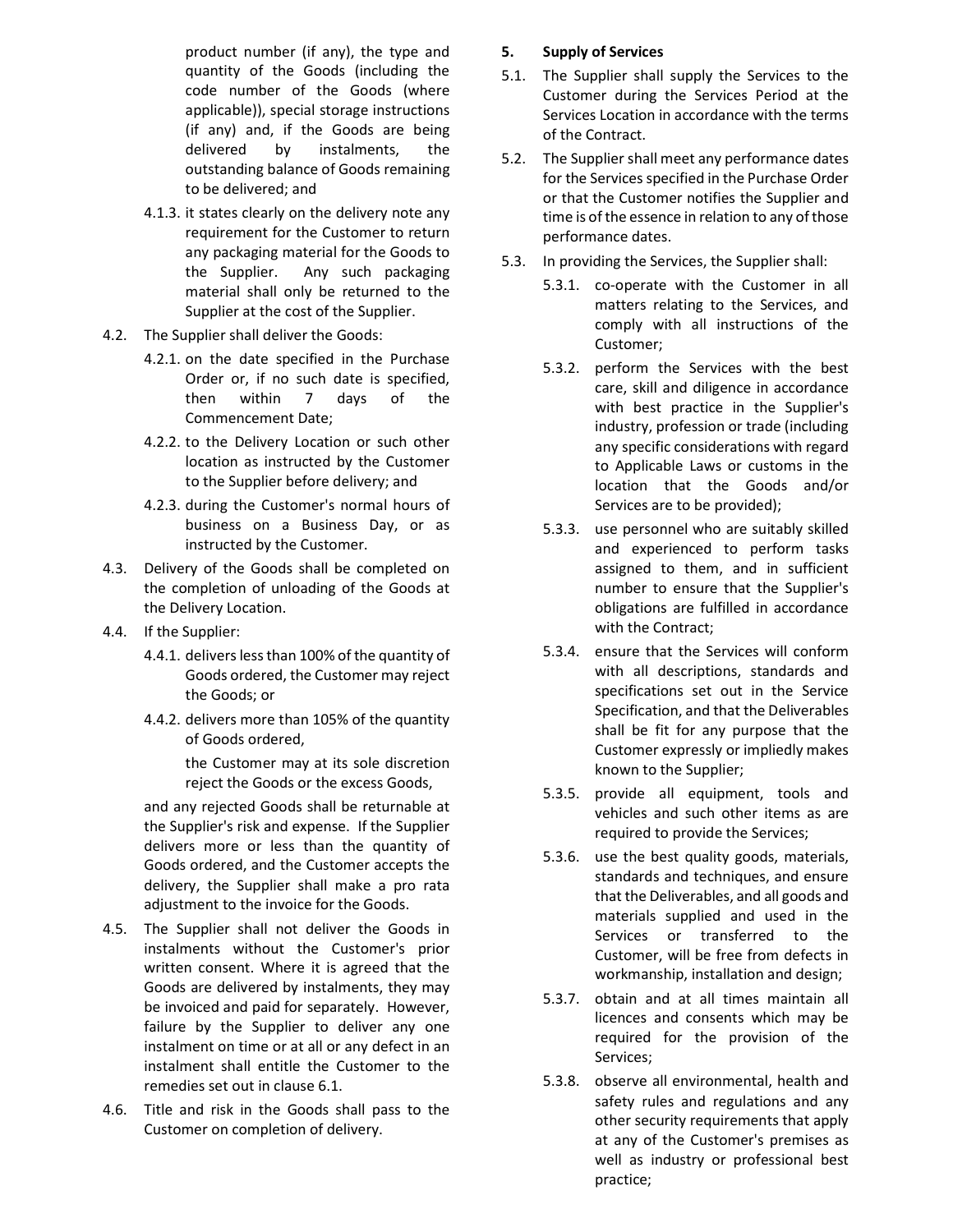product number (if any), the type and quantity of the Goods (including the code number of the Goods (where applicable)), special storage instructions (if any) and, if the Goods are being delivered by instalments, the outstanding balance of Goods remaining to be delivered; and

4.1.3. it states clearly on the delivery note any requirement for the Customer to return any packaging material for the Goods to the Supplier. Any such packaging material shall only be returned to the Supplier at the cost of the Supplier.

4.2. The Supplier shall deliver the Goods:

4.2.1. on the date specified in the Purchase Order or, if no such date is specified, then within 7 days of the Commencement Date;

4.2.2. to the Delivery Location or such other location as instructed by the Customer to the Supplier before delivery; and

4.2.3. during the Customer's normal hours of business on a Business Day, or as instructed by the Customer.

4.3. Delivery of the Goods shall be completed on the completion of unloading of the Goods at the Delivery Location.

4.4. If the Supplier:

4.4.1. delivers less than 100% of the quantity of Goods ordered, the Customer may reject the Goods; or

4.4.2. delivers more than 105% of the quantity of Goods ordered,

the Customer may at its sole discretion reject the Goods or the excess Goods,

and any rejected Goods shall be returnable at the Supplier's risk and expense. If the Supplier delivers more or less than the quantity of Goods ordered, and the Customer accepts the delivery, the Supplier shall make a pro rata adjustment to the invoice for the Goods.

4.5. The Supplier shall not deliver the Goods in instalments without the Customer's prior written consent. Where it is agreed that the Goods are delivered by instalments, they may be invoiced and paid for separately. However, failure by the Supplier to deliver any one instalment on time or at all or any defect in an instalment shall entitle the Customer to the remedies set out in clause 6.1.

4.6. Title and risk in the Goods shall pass to the Customer on completion of delivery.

**5. Supply of Services**

5.1. The Supplier shall supply the Services to the Customer during the Services Period at the Services Location in accordance with the terms of the Contract.

5.2. The Supplier shall meet any performance dates for the Services specified in the Purchase Order or that the Customer notifies the Supplier and time is of the essence in relation to any of those performance dates.

5.3. In providing the Services, the Supplier shall:

5.3.1. co-operate with the Customer in all matters relating to the Services, and comply with all instructions of the Customer;

5.3.2. perform the Services with the best care, skill and diligence in accordance with best practice in the Supplier's industry, profession or trade (including any specific considerations with regard to Applicable Laws or customs in the location that the Goods and/or Services are to be provided);

5.3.3. use personnel who are suitably skilled and experienced to perform tasks assigned to them, and in sufficient number to ensure that the Supplier's obligations are fulfilled in accordance with the Contract;

5.3.4. ensure that the Services will conform with all descriptions, standards and specifications set out in the Service Specification, and that the Deliverables shall be fit for any purpose that the Customer expressly or impliedly makes known to the Supplier;

5.3.5. provide all equipment, tools and vehicles and such other items as are required to provide the Services;

5.3.6. use the best quality goods, materials, standards and techniques, and ensure that the Deliverables, and all goods and materials supplied and used in the Services or transferred to the Customer, will be free from defects in workmanship, installation and design;

5.3.7. obtain and at all times maintain all licences and consents which may be required for the provision of the Services;

5.3.8. observe all environmental, health and safety rules and regulations and any other security requirements that apply at any of the Customer's premises as well as industry or professional best practice;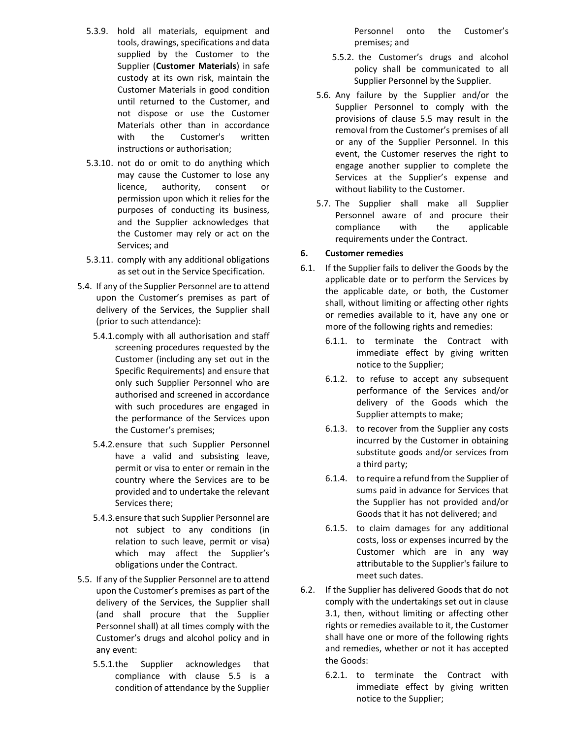5.3.9. hold all materials, equipment and tools, drawings, specifications and data supplied by the Customer to the Supplier (**Customer Materials**) in safe custody at its own risk, maintain the Customer Materials in good condition until returned to the Customer, and not dispose or use the Customer Materials other than in accordance with the Customer's written instructions or authorisation;

5.3.10. not do or omit to do anything which may cause the Customer to lose any licence, authority, consent or permission upon which it relies for the purposes of conducting its business, and the Supplier acknowledges that the Customer may rely or act on the Services; and

5.3.11. comply with any additional obligations as set out in the Service Specification.

5.4. If any of the Supplier Personnel are to attend upon the Customer's premises as part of delivery of the Services, the Supplier shall (prior to such attendance):

5.4.1. comply with all authorisation and staff screening procedures requested by the Customer (including any set out in the Specific Requirements) and ensure that only such Supplier Personnel who are authorised and screened in accordance with such procedures are engaged in the performance of the Services upon the Customer's premises;

5.4.2. ensure that such Supplier Personnel have a valid and subsisting leave, permit or visa to enter or remain in the country where the Services are to be provided and to undertake the relevant Services there;

5.4.3. ensure that such Supplier Personnel are not subject to any conditions (in relation to such leave, permit or visa) which may affect the Supplier's obligations under the Contract.

5.5. If any of the Supplier Personnel are to attend upon the Customer's premises as part of the delivery of the Services, the Supplier shall (and shall procure that the Supplier Personnel shall) at all times comply with the Customer's drugs and alcohol policy and in any event:

5.5.1. the Supplier acknowledges that compliance with clause 5.5 is a condition of attendance by the Supplier Personnel onto the Customer's premises; and

5.5.2. the Customer's drugs and alcohol policy shall be communicated to all Supplier Personnel by the Supplier.

5.6. Any failure by the Supplier and/or the Supplier Personnel to comply with the provisions of clause 5.5 may result in the removal from the Customer's premises of all or any of the Supplier Personnel. In this event, the Customer reserves the right to engage another supplier to complete the Services at the Supplier's expense and without liability to the Customer.

5.7. The Supplier shall make all Supplier Personnel aware of and procure their compliance with the applicable requirements under the Contract.

**6. Customer remedies**

6.1. If the Supplier fails to deliver the Goods by the applicable date or to perform the Services by the applicable date, or both, the Customer shall, without limiting or affecting other rights or remedies available to it, have any one or more of the following rights and remedies:

6.1.1. to terminate the Contract with immediate effect by giving written notice to the Supplier;

6.1.2. to refuse to accept any subsequent performance of the Services and/or delivery of the Goods which the Supplier attempts to make;

6.1.3. to recover from the Supplier any costs incurred by the Customer in obtaining substitute goods and/or services from a third party;

6.1.4. to require a refund from the Supplier of sums paid in advance for Services that the Supplier has not provided and/or Goods that it has not delivered; and

6.1.5. to claim damages for any additional costs, loss or expenses incurred by the Customer which are in any way attributable to the Supplier's failure to meet such dates.

6.2. If the Supplier has delivered Goods that do not comply with the undertakings set out in clause 3.1, then, without limiting or affecting other rights or remedies available to it, the Customer shall have one or more of the following rights and remedies, whether or not it has accepted the Goods:

6.2.1. to terminate the Contract with immediate effect by giving written notice to the Supplier;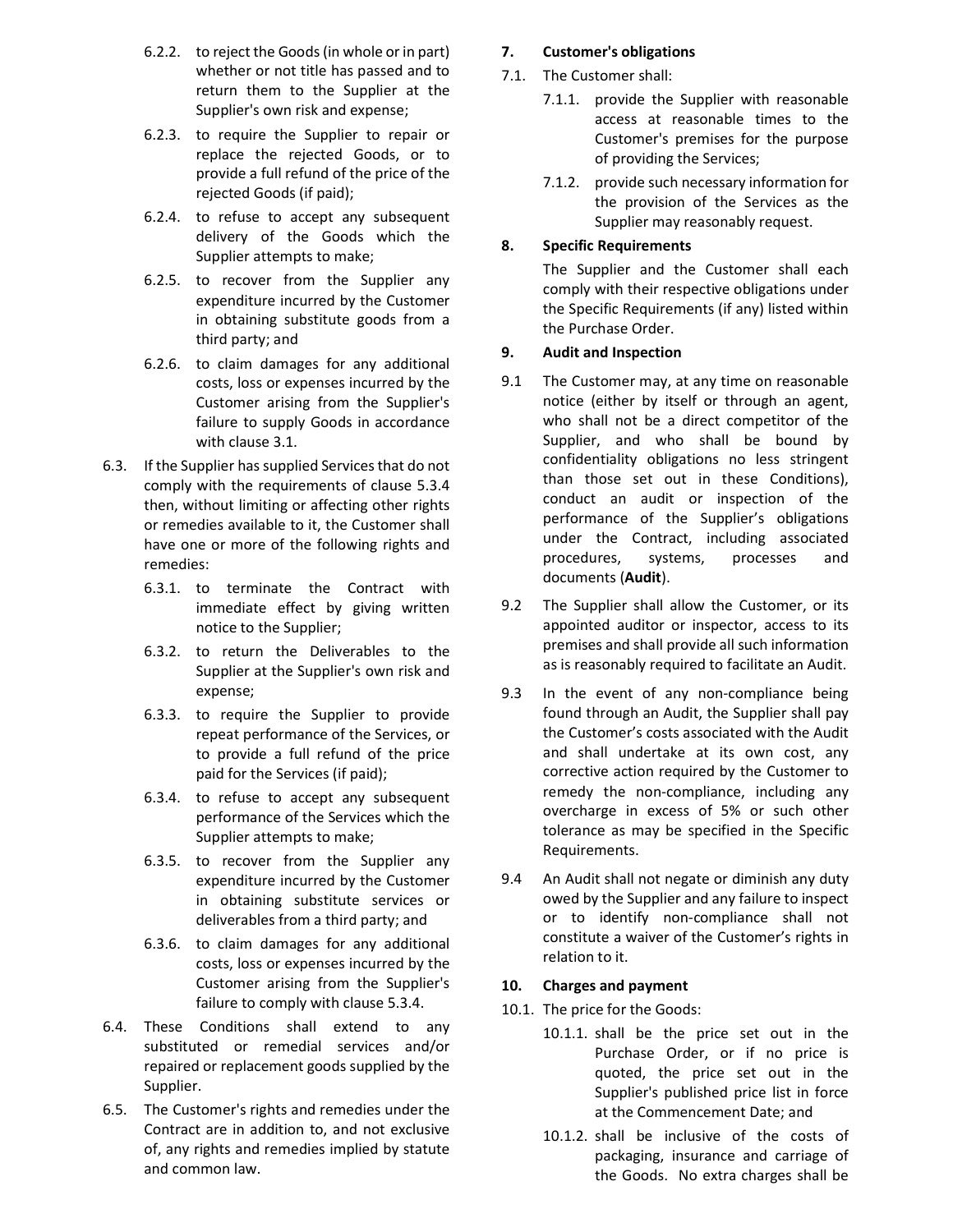6.2.2. to reject the Goods (in whole or in part) whether or not title has passed and to return them to the Supplier at the Supplier's own risk and expense;

6.2.3. to require the Supplier to repair or replace the rejected Goods, or to provide a full refund of the price of the rejected Goods (if paid);

6.2.4. to refuse to accept any subsequent delivery of the Goods which the Supplier attempts to make;

6.2.5. to recover from the Supplier any expenditure incurred by the Customer in obtaining substitute goods from a third party; and

6.2.6. to claim damages for any additional costs, loss or expenses incurred by the Customer arising from the Supplier's failure to supply Goods in accordance with clause 3.1.

6.3. If the Supplier has supplied Services that do not comply with the requirements of clause 5.3.4 then, without limiting or affecting other rights or remedies available to it, the Customer shall have one or more of the following rights and remedies:

6.3.1. to terminate the Contract with immediate effect by giving written notice to the Supplier;

6.3.2. to return the Deliverables to the Supplier at the Supplier's own risk and expense;

6.3.3. to require the Supplier to provide repeat performance of the Services, or to provide a full refund of the price paid for the Services (if paid);

6.3.4. to refuse to accept any subsequent performance of the Services which the Supplier attempts to make;

6.3.5. to recover from the Supplier any expenditure incurred by the Customer in obtaining substitute services or deliverables from a third party; and

6.3.6. to claim damages for any additional costs, loss or expenses incurred by the Customer arising from the Supplier's failure to comply with clause 5.3.4.

6.4. These Conditions shall extend to any substituted or remedial services and/or repaired or replacement goods supplied by the Supplier.

6.5. The Customer's rights and remedies under the Contract are in addition to, and not exclusive of, any rights and remedies implied by statute and common law.

**7. Customer's obligations**

7.1. The Customer shall:

7.1.1. provide the Supplier with reasonable access at reasonable times to the Customer's premises for the purpose of providing the Services;

7.1.2. provide such necessary information for the provision of the Services as the Supplier may reasonably request.

**8. Specific Requirements**

The Supplier and the Customer shall each comply with their respective obligations under the Specific Requirements (if any) listed within the Purchase Order.

**9. Audit and Inspection**

9.1 The Customer may, at any time on reasonable notice (either by itself or through an agent, who shall not be a direct competitor of the Supplier, and who shall be bound by confidentiality obligations no less stringent than those set out in these Conditions), conduct an audit or inspection of the performance of the Supplier's obligations under the Contract, including associated procedures, systems, processes and documents (**Audit**).

9.2 The Supplier shall allow the Customer, or its appointed auditor or inspector, access to its premises and shall provide all such information as is reasonably required to facilitate an Audit.

9.3 In the event of any non-compliance being found through an Audit, the Supplier shall pay the Customer's costs associated with the Audit and shall undertake at its own cost, any corrective action required by the Customer to remedy the non-compliance, including any overcharge in excess of 5% or such other tolerance as may be specified in the Specific Requirements.

9.4 An Audit shall not negate or diminish any duty owed by the Supplier and any failure to inspect or to identify non-compliance shall not constitute a waiver of the Customer's rights in relation to it.

**10. Charges and payment**

10.1. The price for the Goods:

10.1.1. shall be the price set out in the Purchase Order, or if no price is quoted, the price set out in the Supplier's published price list in force at the Commencement Date; and

10.1.2. shall be inclusive of the costs of packaging, insurance and carriage of the Goods. No extra charges shall be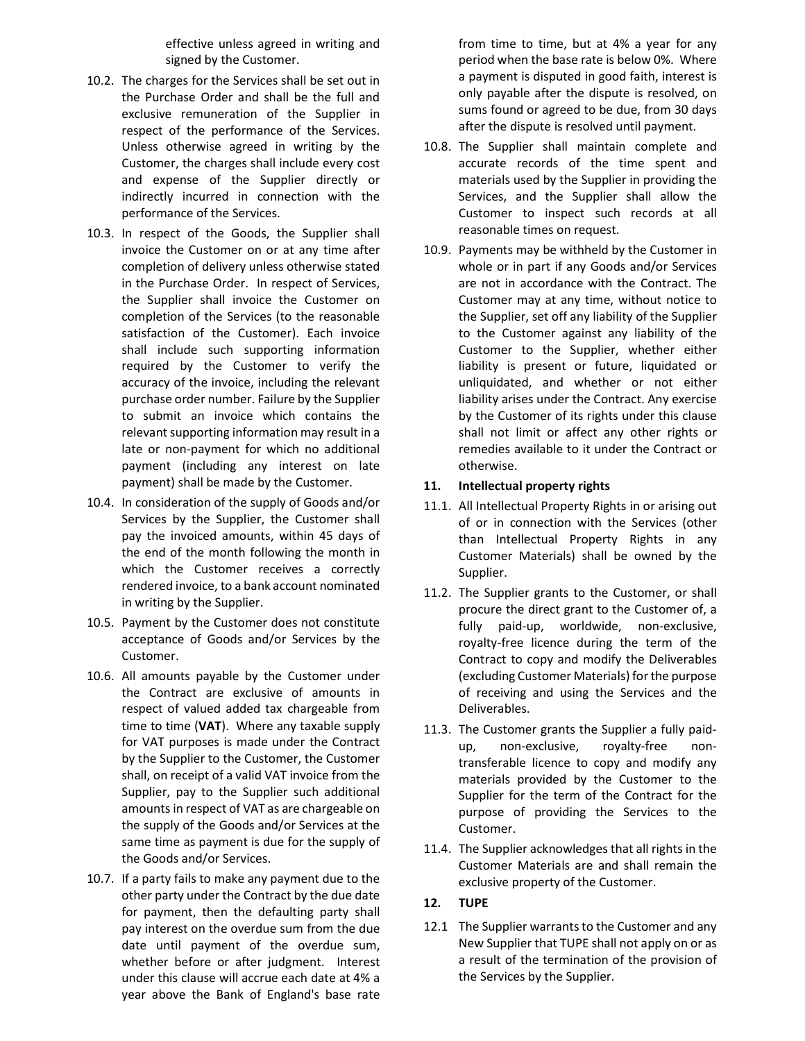effective unless agreed in writing and signed by the Customer.

10.2. The charges for the Services shall be set out in the Purchase Order and shall be the full and exclusive remuneration of the Supplier in respect of the performance of the Services. Unless otherwise agreed in writing by the Customer, the charges shall include every cost and expense of the Supplier directly or indirectly incurred in connection with the performance of the Services.

10.3. In respect of the Goods, the Supplier shall invoice the Customer on or at any time after completion of delivery unless otherwise stated in the Purchase Order. In respect of Services, the Supplier shall invoice the Customer on completion of the Services (to the reasonable satisfaction of the Customer). Each invoice shall include such supporting information required by the Customer to verify the accuracy of the invoice, including the relevant purchase order number. Failure by the Supplier to submit an invoice which contains the relevant supporting information may result in a late or non-payment for which no additional payment (including any interest on late payment) shall be made by the Customer.

10.4. In consideration of the supply of Goods and/or Services by the Supplier, the Customer shall pay the invoiced amounts, within 45 days of the end of the month following the month in which the Customer receives a correctly rendered invoice, to a bank account nominated in writing by the Supplier.

10.5. Payment by the Customer does not constitute acceptance of Goods and/or Services by the Customer.

10.6. All amounts payable by the Customer under the Contract are exclusive of amounts in respect of valued added tax chargeable from time to time (**VAT**). Where any taxable supply for VAT purposes is made under the Contract by the Supplier to the Customer, the Customer shall, on receipt of a valid VAT invoice from the Supplier, pay to the Supplier such additional amounts in respect of VAT as are chargeable on the supply of the Goods and/or Services at the same time as payment is due for the supply of the Goods and/or Services.

10.7. If a party fails to make any payment due to the other party under the Contract by the due date for payment, then the defaulting party shall pay interest on the overdue sum from the due date until payment of the overdue sum, whether before or after judgment. Interest under this clause will accrue each date at 4% a year above the Bank of England's base rate from time to time, but at 4% a year for any period when the base rate is below 0%. Where a payment is disputed in good faith, interest is only payable after the dispute is resolved, on sums found or agreed to be due, from 30 days after the dispute is resolved until payment.

10.8. The Supplier shall maintain complete and accurate records of the time spent and materials used by the Supplier in providing the Services, and the Supplier shall allow the Customer to inspect such records at all reasonable times on request.

10.9. Payments may be withheld by the Customer in whole or in part if any Goods and/or Services are not in accordance with the Contract. The Customer may at any time, without notice to the Supplier, set off any liability of the Supplier to the Customer against any liability of the Customer to the Supplier, whether either liability is present or future, liquidated or unliquidated, and whether or not either liability arises under the Contract. Any exercise by the Customer of its rights under this clause shall not limit or affect any other rights or remedies available to it under the Contract or otherwise.

## 11. Intellectual property rights

11.1. All Intellectual Property Rights in or arising out of or in connection with the Services (other than Intellectual Property Rights in any Customer Materials) shall be owned by the Supplier.

11.2. The Supplier grants to the Customer, or shall procure the direct grant to the Customer of, a fully paid-up, worldwide, non-exclusive, royalty-free licence during the term of the Contract to copy and modify the Deliverables (excluding Customer Materials) for the purpose of receiving and using the Services and the Deliverables.

11.3. The Customer grants the Supplier a fully paid-up, non-exclusive, royalty-free non-transferable licence to copy and modify any materials provided by the Customer to the Supplier for the term of the Contract for the purpose of providing the Services to the Customer.

11.4. The Supplier acknowledges that all rights in the Customer Materials are and shall remain the exclusive property of the Customer.

## 12. TUPE

12.1 The Supplier warrants to the Customer and any New Supplier that TUPE shall not apply on or as a result of the termination of the provision of the Services by the Supplier.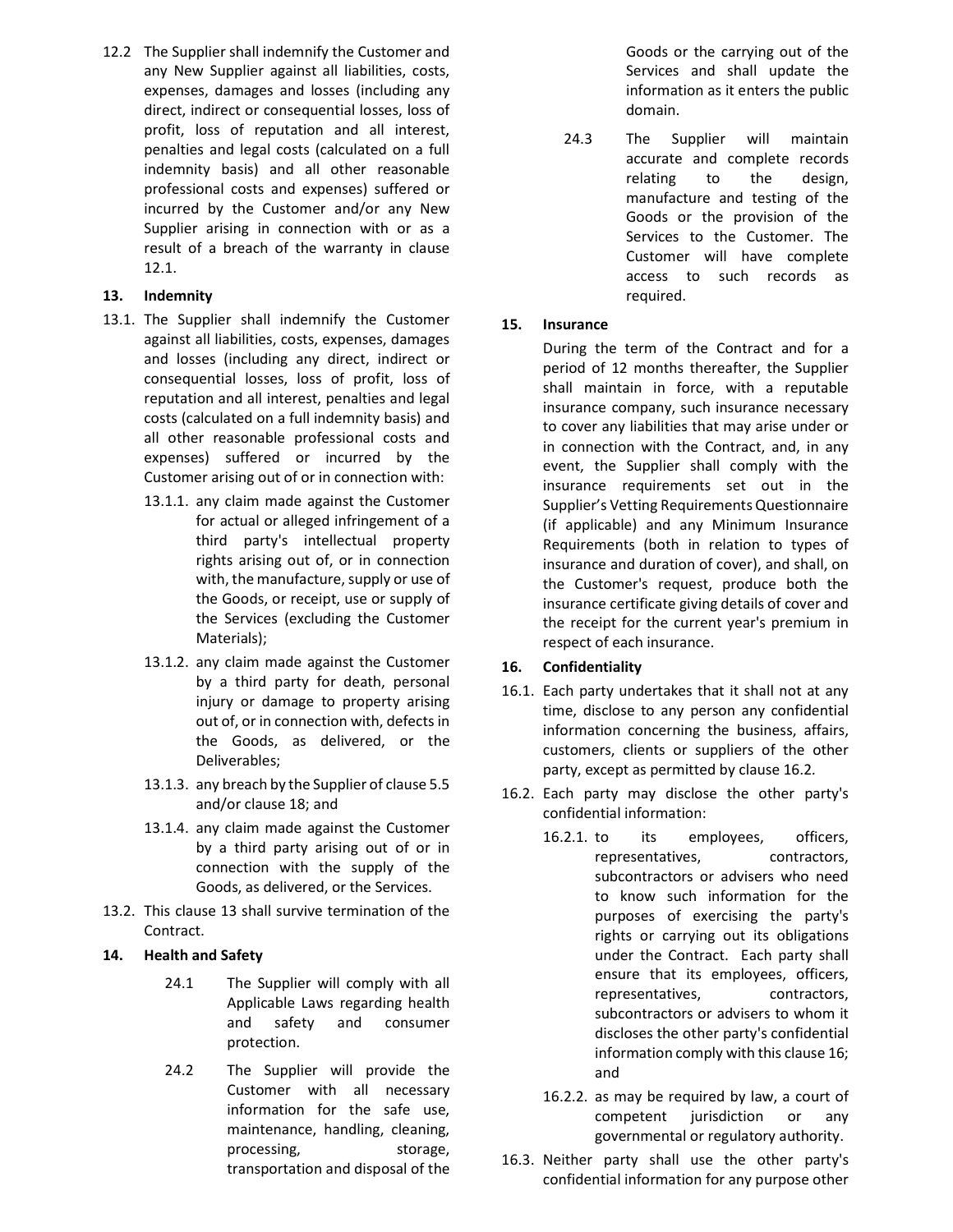12.2 The Supplier shall indemnify the Customer and any New Supplier against all liabilities, costs, expenses, damages and losses (including any direct, indirect or consequential losses, loss of profit, loss of reputation and all interest, penalties and legal costs (calculated on a full indemnity basis) and all other reasonable professional costs and expenses) suffered or incurred by the Customer and/or any New Supplier arising in connection with or as a result of a breach of the warranty in clause 12.1.

**13. Indemnity**

13.1. The Supplier shall indemnify the Customer against all liabilities, costs, expenses, damages and losses (including any direct, indirect or consequential losses, loss of profit, loss of reputation and all interest, penalties and legal costs (calculated on a full indemnity basis) and all other reasonable professional costs and expenses) suffered or incurred by the Customer arising out of or in connection with:

13.1.1. any claim made against the Customer for actual or alleged infringement of a third party's intellectual property rights arising out of, or in connection with, the manufacture, supply or use of the Goods, or receipt, use or supply of the Services (excluding the Customer Materials);

13.1.2. any claim made against the Customer by a third party for death, personal injury or damage to property arising out of, or in connection with, defects in the Goods, as delivered, or the Deliverables;

13.1.3. any breach by the Supplier of clause 5.5 and/or clause 18; and

13.1.4. any claim made against the Customer by a third party arising out of or in connection with the supply of the Goods, as delivered, or the Services.

13.2. This clause 13 shall survive termination of the Contract.

**14. Health and Safety**

24.1 The Supplier will comply with all Applicable Laws regarding health and safety and consumer protection.

24.2 The Supplier will provide the Customer with all necessary information for the safe use, maintenance, handling, cleaning, processing, storage, transportation and disposal of the Goods or the carrying out of the Services and shall update the information as it enters the public domain.

24.3 The Supplier will maintain accurate and complete records relating to the design, manufacture and testing of the Goods or the provision of the Services to the Customer. The Customer will have complete access to such records as required.

**15. Insurance**

During the term of the Contract and for a period of 12 months thereafter, the Supplier shall maintain in force, with a reputable insurance company, such insurance necessary to cover any liabilities that may arise under or in connection with the Contract, and, in any event, the Supplier shall comply with the insurance requirements set out in the Supplier's Vetting Requirements Questionnaire (if applicable) and any Minimum Insurance Requirements (both in relation to types of insurance and duration of cover), and shall, on the Customer's request, produce both the insurance certificate giving details of cover and the receipt for the current year's premium in respect of each insurance.

**16. Confidentiality**

16.1. Each party undertakes that it shall not at any time, disclose to any person any confidential information concerning the business, affairs, customers, clients or suppliers of the other party, except as permitted by clause 16.2.

16.2. Each party may disclose the other party's confidential information:

16.2.1. to its employees, officers, representatives, contractors, subcontractors or advisers who need to know such information for the purposes of exercising the party's rights or carrying out its obligations under the Contract. Each party shall ensure that its employees, officers, representatives, contractors, subcontractors or advisers to whom it discloses the other party's confidential information comply with this clause 16; and

16.2.2. as may be required by law, a court of competent jurisdiction or any governmental or regulatory authority.

16.3. Neither party shall use the other party's confidential information for any purpose other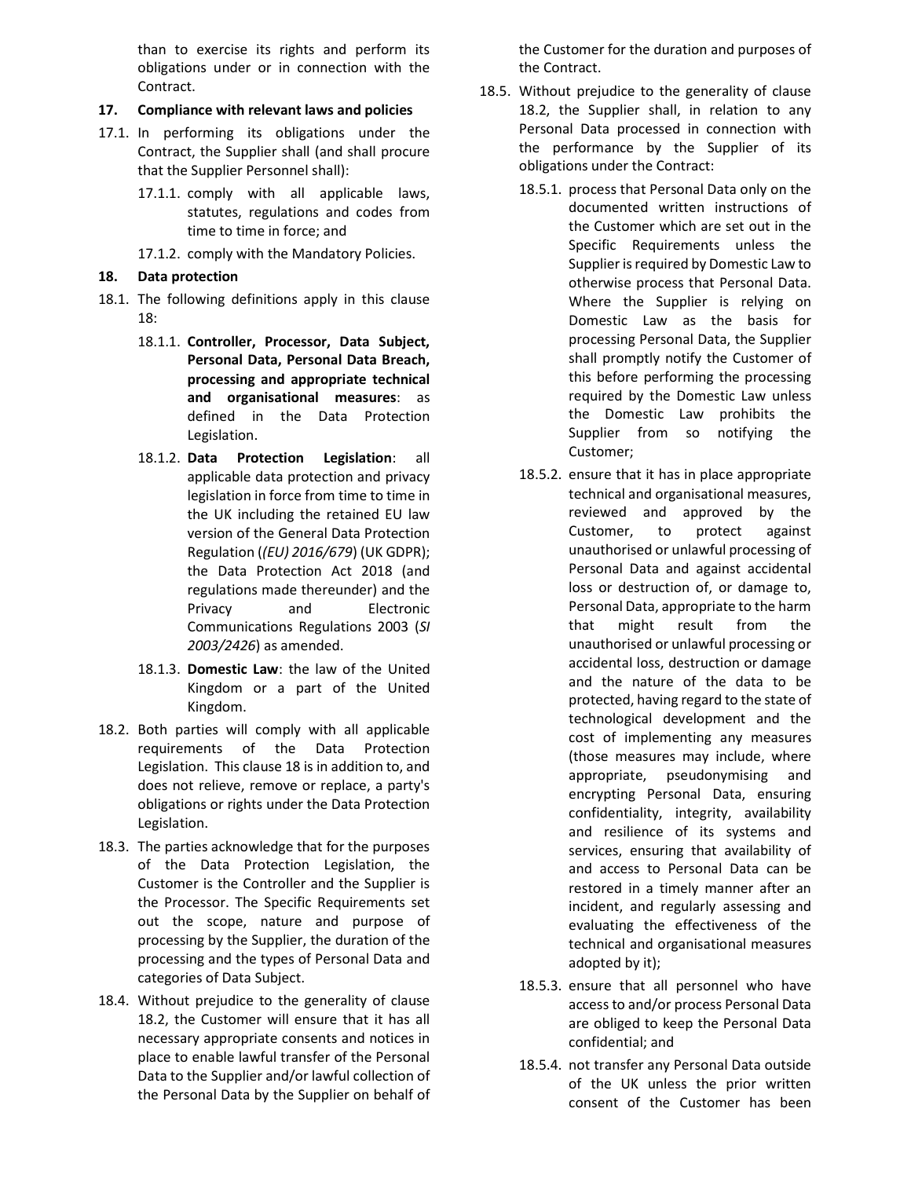than to exercise its rights and perform its obligations under or in connection with the Contract.

**17. Compliance with relevant laws and policies**

17.1. In performing its obligations under the Contract, the Supplier shall (and shall procure that the Supplier Personnel shall):

17.1.1. comply with all applicable laws, statutes, regulations and codes from time to time in force; and

17.1.2. comply with the Mandatory Policies.

**18. Data protection**

18.1. The following definitions apply in this clause 18:

18.1.1. **Controller, Processor, Data Subject, Personal Data, Personal Data Breach, processing and appropriate technical and organisational measures**: as defined in the Data Protection Legislation.

18.1.2. **Data Protection Legislation**: all applicable data protection and privacy legislation in force from time to time in the UK including the retained EU law version of the General Data Protection Regulation (*(EU) 2016/679*) (UK GDPR); the Data Protection Act 2018 (and regulations made thereunder) and the Privacy and Electronic Communications Regulations 2003 (*SI 2003/2426*) as amended.

18.1.3. **Domestic Law**: the law of the United Kingdom or a part of the United Kingdom.

18.2. Both parties will comply with all applicable requirements of the Data Protection Legislation. This clause 18 is in addition to, and does not relieve, remove or replace, a party's obligations or rights under the Data Protection Legislation.

18.3. The parties acknowledge that for the purposes of the Data Protection Legislation, the Customer is the Controller and the Supplier is the Processor. The Specific Requirements set out the scope, nature and purpose of processing by the Supplier, the duration of the processing and the types of Personal Data and categories of Data Subject.

18.4. Without prejudice to the generality of clause 18.2, the Customer will ensure that it has all necessary appropriate consents and notices in place to enable lawful transfer of the Personal Data to the Supplier and/or lawful collection of the Personal Data by the Supplier on behalf of the Customer for the duration and purposes of the Contract.

18.5. Without prejudice to the generality of clause 18.2, the Supplier shall, in relation to any Personal Data processed in connection with the performance by the Supplier of its obligations under the Contract:

18.5.1. process that Personal Data only on the documented written instructions of the Customer which are set out in the Specific Requirements unless the Supplier is required by Domestic Law to otherwise process that Personal Data. Where the Supplier is relying on Domestic Law as the basis for processing Personal Data, the Supplier shall promptly notify the Customer of this before performing the processing required by the Domestic Law unless the Domestic Law prohibits the Supplier from so notifying the Customer;

18.5.2. ensure that it has in place appropriate technical and organisational measures, reviewed and approved by the Customer, to protect against unauthorised or unlawful processing of Personal Data and against accidental loss or destruction of, or damage to, Personal Data, appropriate to the harm that might result from the unauthorised or unlawful processing or accidental loss, destruction or damage and the nature of the data to be protected, having regard to the state of technological development and the cost of implementing any measures (those measures may include, where appropriate, pseudonymising and encrypting Personal Data, ensuring confidentiality, integrity, availability and resilience of its systems and services, ensuring that availability of and access to Personal Data can be restored in a timely manner after an incident, and regularly assessing and evaluating the effectiveness of the technical and organisational measures adopted by it);

18.5.3. ensure that all personnel who have access to and/or process Personal Data are obliged to keep the Personal Data confidential; and

18.5.4. not transfer any Personal Data outside of the UK unless the prior written consent of the Customer has been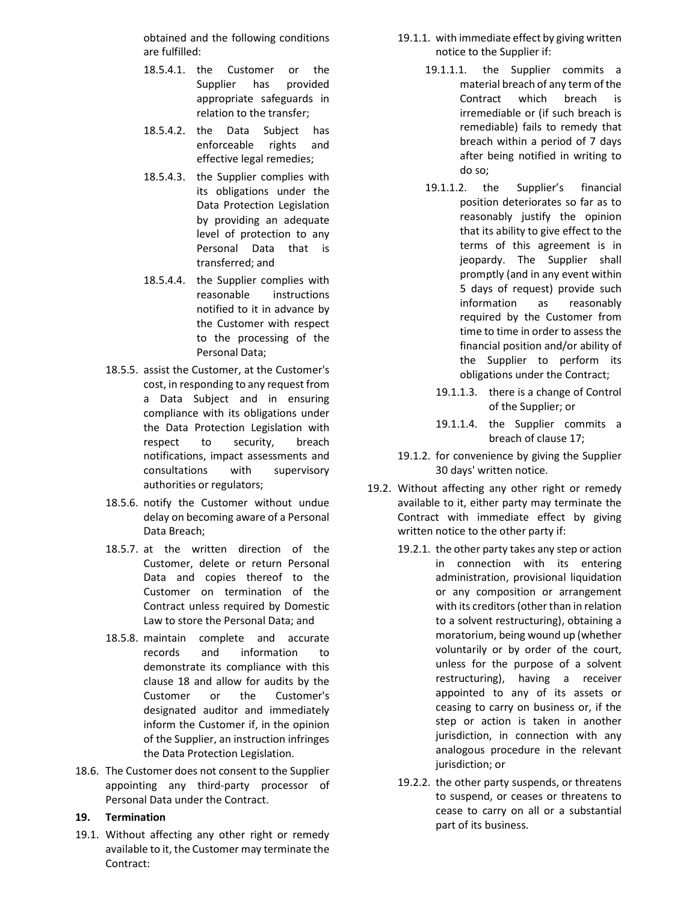obtained and the following conditions are fulfilled:

18.5.4.1. the Customer or the Supplier has provided appropriate safeguards in relation to the transfer;

18.5.4.2. the Data Subject has enforceable rights and effective legal remedies;

18.5.4.3. the Supplier complies with its obligations under the Data Protection Legislation by providing an adequate level of protection to any Personal Data that is transferred; and

18.5.4.4. the Supplier complies with reasonable instructions notified to it in advance by the Customer with respect to the processing of the Personal Data;

18.5.5. assist the Customer, at the Customer's cost, in responding to any request from a Data Subject and in ensuring compliance with its obligations under the Data Protection Legislation with respect to security, breach notifications, impact assessments and consultations with supervisory authorities or regulators;

18.5.6. notify the Customer without undue delay on becoming aware of a Personal Data Breach;

18.5.7. at the written direction of the Customer, delete or return Personal Data and copies thereof to the Customer on termination of the Contract unless required by Domestic Law to store the Personal Data; and

18.5.8. maintain complete and accurate records and information to demonstrate its compliance with this clause 18 and allow for audits by the Customer or the Customer's designated auditor and immediately inform the Customer if, in the opinion of the Supplier, an instruction infringes the Data Protection Legislation.

18.6. The Customer does not consent to the Supplier appointing any third-party processor of Personal Data under the Contract.

## 19. Termination

19.1. Without affecting any other right or remedy available to it, the Customer may terminate the Contract:

19.1.1. with immediate effect by giving written notice to the Supplier if:

19.1.1.1. the Supplier commits a material breach of any term of the Contract which breach is irremediable or (if such breach is remediable) fails to remedy that breach within a period of 7 days after being notified in writing to do so;

19.1.1.2. the Supplier's financial position deteriorates so far as to reasonably justify the opinion that its ability to give effect to the terms of this agreement is in jeopardy. The Supplier shall promptly (and in any event within 5 days of request) provide such information as reasonably required by the Customer from time to time in order to assess the financial position and/or ability of the Supplier to perform its obligations under the Contract;

19.1.1.3. there is a change of Control of the Supplier; or

19.1.1.4. the Supplier commits a breach of clause 17;

19.1.2. for convenience by giving the Supplier 30 days' written notice.

19.2. Without affecting any other right or remedy available to it, either party may terminate the Contract with immediate effect by giving written notice to the other party if:

19.2.1. the other party takes any step or action in connection with its entering administration, provisional liquidation or any composition or arrangement with its creditors (other than in relation to a solvent restructuring), obtaining a moratorium, being wound up (whether voluntarily or by order of the court, unless for the purpose of a solvent restructuring), having a receiver appointed to any of its assets or ceasing to carry on business or, if the step or action is taken in another jurisdiction, in connection with any analogous procedure in the relevant jurisdiction; or

19.2.2. the other party suspends, or threatens to suspend, or ceases or threatens to cease to carry on all or a substantial part of its business.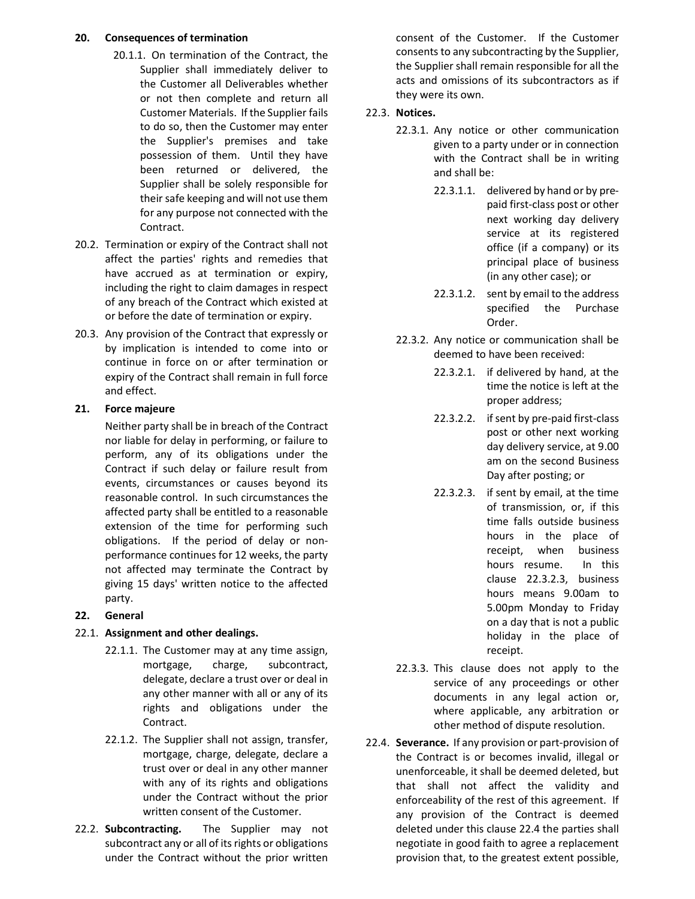**20. Consequences of termination**

20.1.1. On termination of the Contract, the Supplier shall immediately deliver to the Customer all Deliverables whether or not then complete and return all Customer Materials. If the Supplier fails to do so, then the Customer may enter the Supplier's premises and take possession of them. Until they have been returned or delivered, the Supplier shall be solely responsible for their safe keeping and will not use them for any purpose not connected with the Contract.

20.2. Termination or expiry of the Contract shall not affect the parties' rights and remedies that have accrued as at termination or expiry, including the right to claim damages in respect of any breach of the Contract which existed at or before the date of termination or expiry.

20.3. Any provision of the Contract that expressly or by implication is intended to come into or continue in force on or after termination or expiry of the Contract shall remain in full force and effect.

**21. Force majeure**

Neither party shall be in breach of the Contract nor liable for delay in performing, or failure to perform, any of its obligations under the Contract if such delay or failure result from events, circumstances or causes beyond its reasonable control. In such circumstances the affected party shall be entitled to a reasonable extension of the time for performing such obligations. If the period of delay or non-performance continues for 12 weeks, the party not affected may terminate the Contract by giving 15 days' written notice to the affected party.

**22. General**

22.1. **Assignment and other dealings.**

22.1.1. The Customer may at any time assign, mortgage, charge, subcontract, delegate, declare a trust over or deal in any other manner with all or any of its rights and obligations under the Contract.

22.1.2. The Supplier shall not assign, transfer, mortgage, charge, delegate, declare a trust over or deal in any other manner with any of its rights and obligations under the Contract without the prior written consent of the Customer.

22.2. **Subcontracting.** The Supplier may not subcontract any or all of its rights or obligations under the Contract without the prior written consent of the Customer. If the Customer consents to any subcontracting by the Supplier, the Supplier shall remain responsible for all the acts and omissions of its subcontractors as if they were its own.

22.3. **Notices.**

22.3.1. Any notice or other communication given to a party under or in connection with the Contract shall be in writing and shall be:

22.3.1.1. delivered by hand or by pre-paid first-class post or other next working day delivery service at its registered office (if a company) or its principal place of business (in any other case); or

22.3.1.2. sent by email to the address specified the Purchase Order.

22.3.2. Any notice or communication shall be deemed to have been received:

22.3.2.1. if delivered by hand, at the time the notice is left at the proper address;

22.3.2.2. if sent by pre-paid first-class post or other next working day delivery service, at 9.00 am on the second Business Day after posting; or

22.3.2.3. if sent by email, at the time of transmission, or, if this time falls outside business hours in the place of receipt, when business hours resume. In this clause 22.3.2.3, business hours means 9.00am to 5.00pm Monday to Friday on a day that is not a public holiday in the place of receipt.

22.3.3. This clause does not apply to the service of any proceedings or other documents in any legal action or, where applicable, any arbitration or other method of dispute resolution.

22.4. **Severance.** If any provision or part-provision of the Contract is or becomes invalid, illegal or unenforceable, it shall be deemed deleted, but that shall not affect the validity and enforceability of the rest of this agreement. If any provision of the Contract is deemed deleted under this clause 22.4 the parties shall negotiate in good faith to agree a replacement provision that, to the greatest extent possible,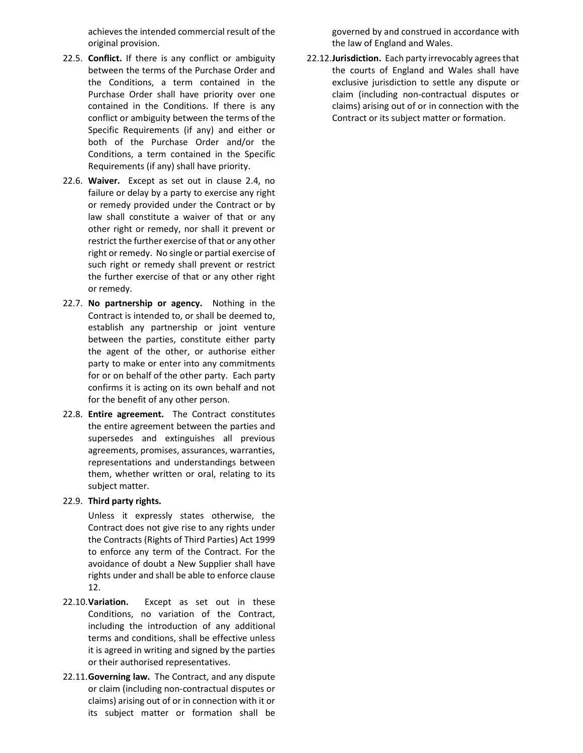achieves the intended commercial result of the original provision.

22.5. **Conflict.** If there is any conflict or ambiguity between the terms of the Purchase Order and the Conditions, a term contained in the Purchase Order shall have priority over one contained in the Conditions. If there is any conflict or ambiguity between the terms of the Specific Requirements (if any) and either or both of the Purchase Order and/or the Conditions, a term contained in the Specific Requirements (if any) shall have priority.

22.6. **Waiver.** Except as set out in clause 2.4, no failure or delay by a party to exercise any right or remedy provided under the Contract or by law shall constitute a waiver of that or any other right or remedy, nor shall it prevent or restrict the further exercise of that or any other right or remedy. No single or partial exercise of such right or remedy shall prevent or restrict the further exercise of that or any other right or remedy.

22.7. **No partnership or agency.** Nothing in the Contract is intended to, or shall be deemed to, establish any partnership or joint venture between the parties, constitute either party the agent of the other, or authorise either party to make or enter into any commitments for or on behalf of the other party. Each party confirms it is acting on its own behalf and not for the benefit of any other person.

22.8. **Entire agreement.** The Contract constitutes the entire agreement between the parties and supersedes and extinguishes all previous agreements, promises, assurances, warranties, representations and understandings between them, whether written or oral, relating to its subject matter.

22.9. **Third party rights.**

Unless it expressly states otherwise, the Contract does not give rise to any rights under the Contracts (Rights of Third Parties) Act 1999 to enforce any term of the Contract. For the avoidance of doubt a New Supplier shall have rights under and shall be able to enforce clause 12.

22.10. **Variation.** Except as set out in these Conditions, no variation of the Contract, including the introduction of any additional terms and conditions, shall be effective unless it is agreed in writing and signed by the parties or their authorised representatives.

22.11. **Governing law.** The Contract, and any dispute or claim (including non-contractual disputes or claims) arising out of or in connection with it or its subject matter or formation shall be governed by and construed in accordance with the law of England and Wales.

22.12. **Jurisdiction.** Each party irrevocably agrees that the courts of England and Wales shall have exclusive jurisdiction to settle any dispute or claim (including non-contractual disputes or claims) arising out of or in connection with the Contract or its subject matter or formation.